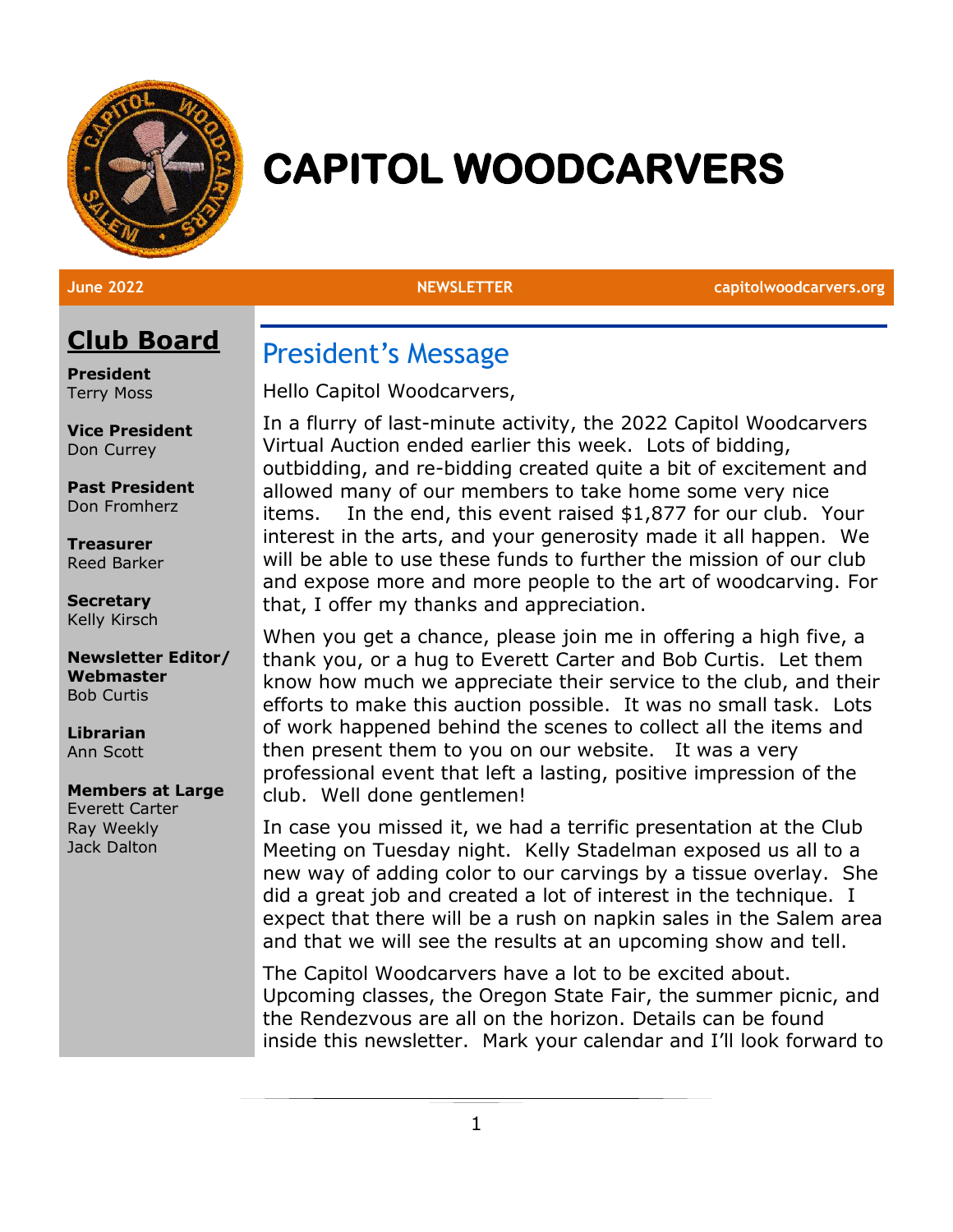# CAPITOL WOODCARVERS

June 2022 NEWSLETTER capitolwoodcarvers.org

## Club Board

**President**
Terry Moss

**Vice President**
Don Currey

**Past President**
Don Fromherz

**Treasurer**
Reed Barker

**Secretary**
Kelly Kirsch

**Newsletter Editor/ Webmaster**
Bob Curtis

**Librarian**
Ann Scott

**Members at Large**
Everett Carter
Ray Weekly
Jack Dalton

## President's Message

Hello Capitol Woodcarvers,

In a flurry of last-minute activity, the 2022 Capitol Woodcarvers Virtual Auction ended earlier this week. Lots of bidding, outbidding, and re-bidding created quite a bit of excitement and allowed many of our members to take home some very nice items. In the end, this event raised $1,877 for our club. Your interest in the arts, and your generosity made it all happen. We will be able to use these funds to further the mission of our club and expose more and more people to the art of woodcarving. For that, I offer my thanks and appreciation.

When you get a chance, please join me in offering a high five, a thank you, or a hug to Everett Carter and Bob Curtis. Let them know how much we appreciate their service to the club, and their efforts to make this auction possible. It was no small task. Lots of work happened behind the scenes to collect all the items and then present them to you on our website. It was a very professional event that left a lasting, positive impression of the club. Well done gentlemen!

In case you missed it, we had a terrific presentation at the Club Meeting on Tuesday night. Kelly Stadelman exposed us all to a new way of adding color to our carvings by a tissue overlay. She did a great job and created a lot of interest in the technique. I expect that there will be a rush on napkin sales in the Salem area and that we will see the results at an upcoming show and tell.

The Capitol Woodcarvers have a lot to be excited about. Upcoming classes, the Oregon State Fair, the summer picnic, and the Rendezvous are all on the horizon. Details can be found inside this newsletter. Mark your calendar and I'll look forward to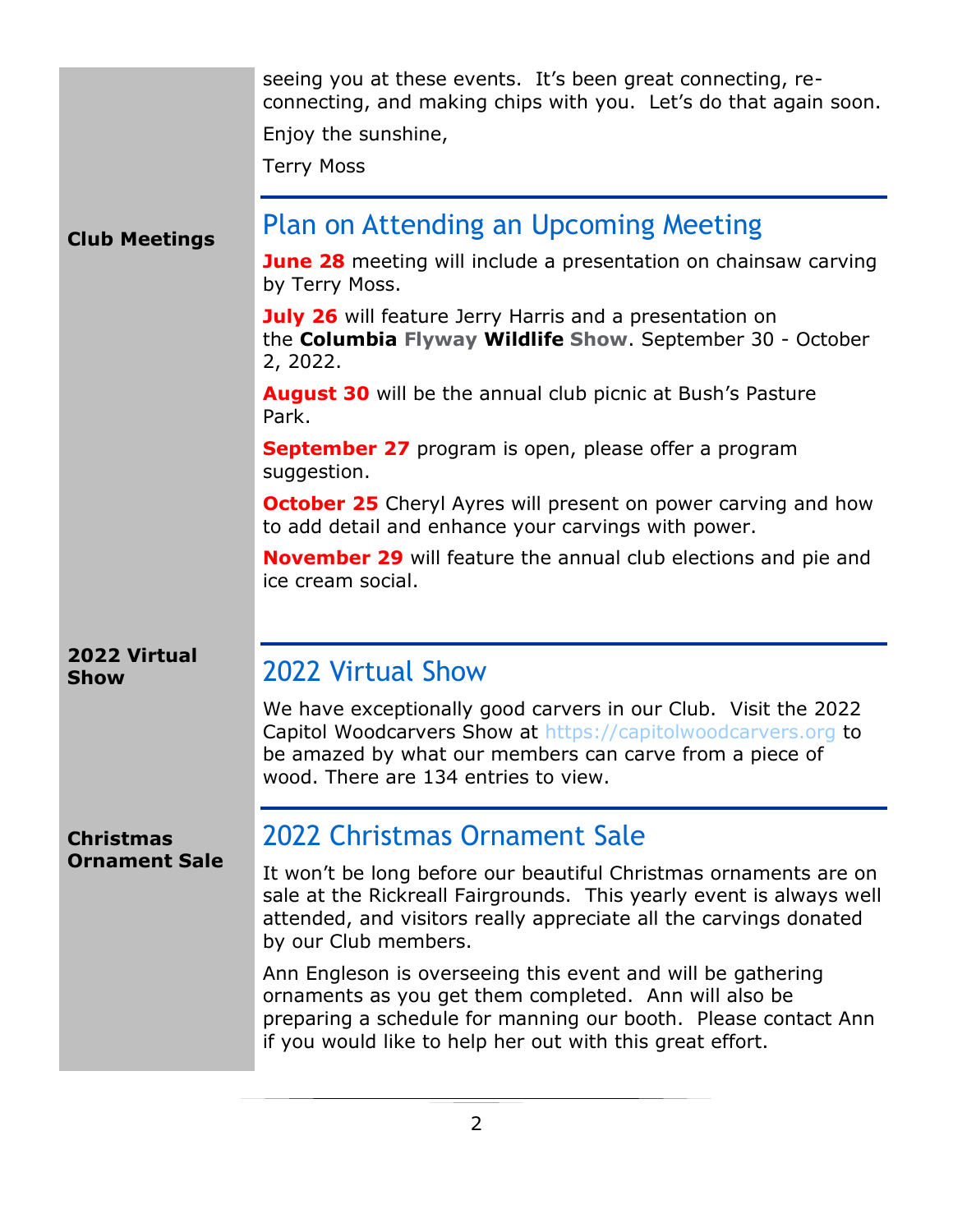seeing you at these events. It's been great connecting, re-connecting, and making chips with you. Let's do that again soon.

Enjoy the sunshine,

Terry Moss

**Club Meetings**

## Plan on Attending an Upcoming Meeting

**June 28** meeting will include a presentation on chainsaw carving by Terry Moss.

**July 26** will feature Jerry Harris and a presentation on the **Columbia Flyway Wildlife Show**. September 30 - October 2, 2022.

**August 30** will be the annual club picnic at Bush's Pasture Park.

**September 27** program is open, please offer a program suggestion.

**October 25** Cheryl Ayres will present on power carving and how to add detail and enhance your carvings with power.

**November 29** will feature the annual club elections and pie and ice cream social.

**2022 Virtual Show**

## 2022 Virtual Show

We have exceptionally good carvers in our Club. Visit the 2022 Capitol Woodcarvers Show at https://capitolwoodcarvers.org to be amazed by what our members can carve from a piece of wood. There are 134 entries to view.

**Christmas Ornament Sale**

## 2022 Christmas Ornament Sale

It won't be long before our beautiful Christmas ornaments are on sale at the Rickreall Fairgrounds. This yearly event is always well attended, and visitors really appreciate all the carvings donated by our Club members.

Ann Engleson is overseeing this event and will be gathering ornaments as you get them completed. Ann will also be preparing a schedule for manning our booth. Please contact Ann if you would like to help her out with this great effort.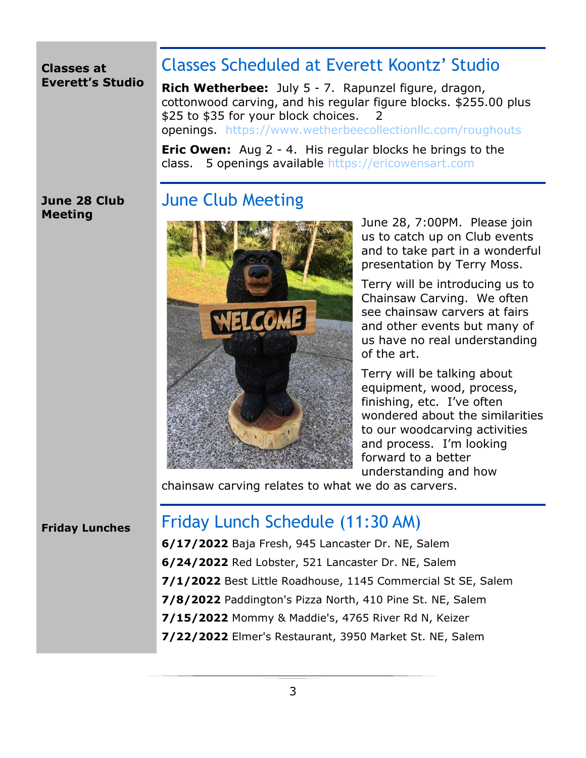**Classes at Everett's Studio**

## Classes Scheduled at Everett Koontz' Studio

**Rich Wetherbee:** July 5 - 7. Rapunzel figure, dragon, cottonwood carving, and his regular figure blocks. $255.00 plus $25 to $35 for your block choices. 2 openings. https://www.wetherbeecollectionllc.com/roughouts

**Eric Owen:** Aug 2 - 4. His regular blocks he brings to the class. 5 openings available https://ericowensart.com

**June 28 Club Meeting**

## June Club Meeting

June 28, 7:00PM. Please join us to catch up on Club events and to take part in a wonderful presentation by Terry Moss.

Terry will be introducing us to Chainsaw Carving. We often see chainsaw carvers at fairs and other events but many of us have no real understanding of the art.

Terry will be talking about equipment, wood, process, finishing, etc. I've often wondered about the similarities to our woodcarving activities and process. I'm looking forward to a better understanding and how chainsaw carving relates to what we do as carvers.

**Friday Lunches**

## Friday Lunch Schedule (11:30 AM)

**6/17/2022** Baja Fresh, 945 Lancaster Dr. NE, Salem

**6/24/2022** Red Lobster, 521 Lancaster Dr. NE, Salem

**7/1/2022** Best Little Roadhouse, 1145 Commercial St SE, Salem

**7/8/2022** Paddington's Pizza North, 410 Pine St. NE, Salem

**7/15/2022** Mommy & Maddie's, 4765 River Rd N, Keizer

**7/22/2022** Elmer's Restaurant, 3950 Market St. NE, Salem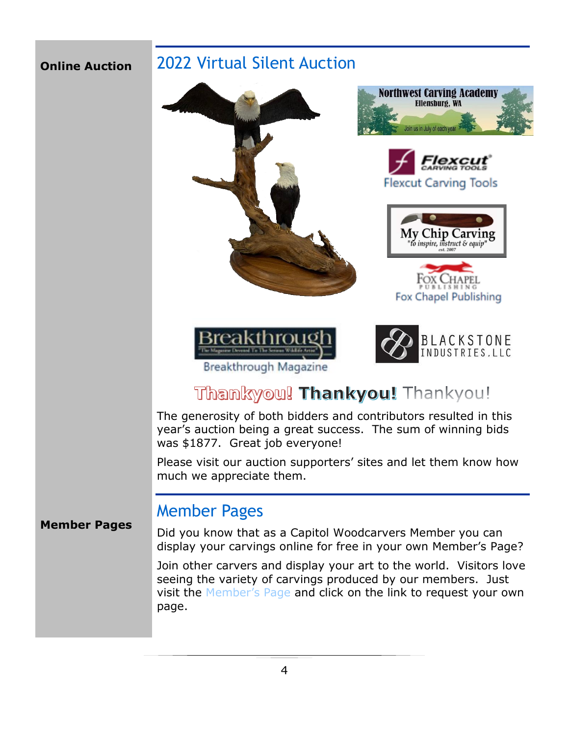**Online Auction**

## 2022 Virtual Silent Auction

Flexcut Carving Tools

Fox Chapel Publishing

Breakthrough Magazine

Thankyou! **Thankyou!** Thankyou!

The generosity of both bidders and contributors resulted in this year's auction being a great success. The sum of winning bids was $1877. Great job everyone!

Please visit our auction supporters' sites and let them know how much we appreciate them.

**Member Pages**

## Member Pages

Did you know that as a Capitol Woodcarvers Member you can display your carvings online for free in your own Member's Page?

Join other carvers and display your art to the world. Visitors love seeing the variety of carvings produced by our members. Just visit the Member's Page and click on the link to request your own page.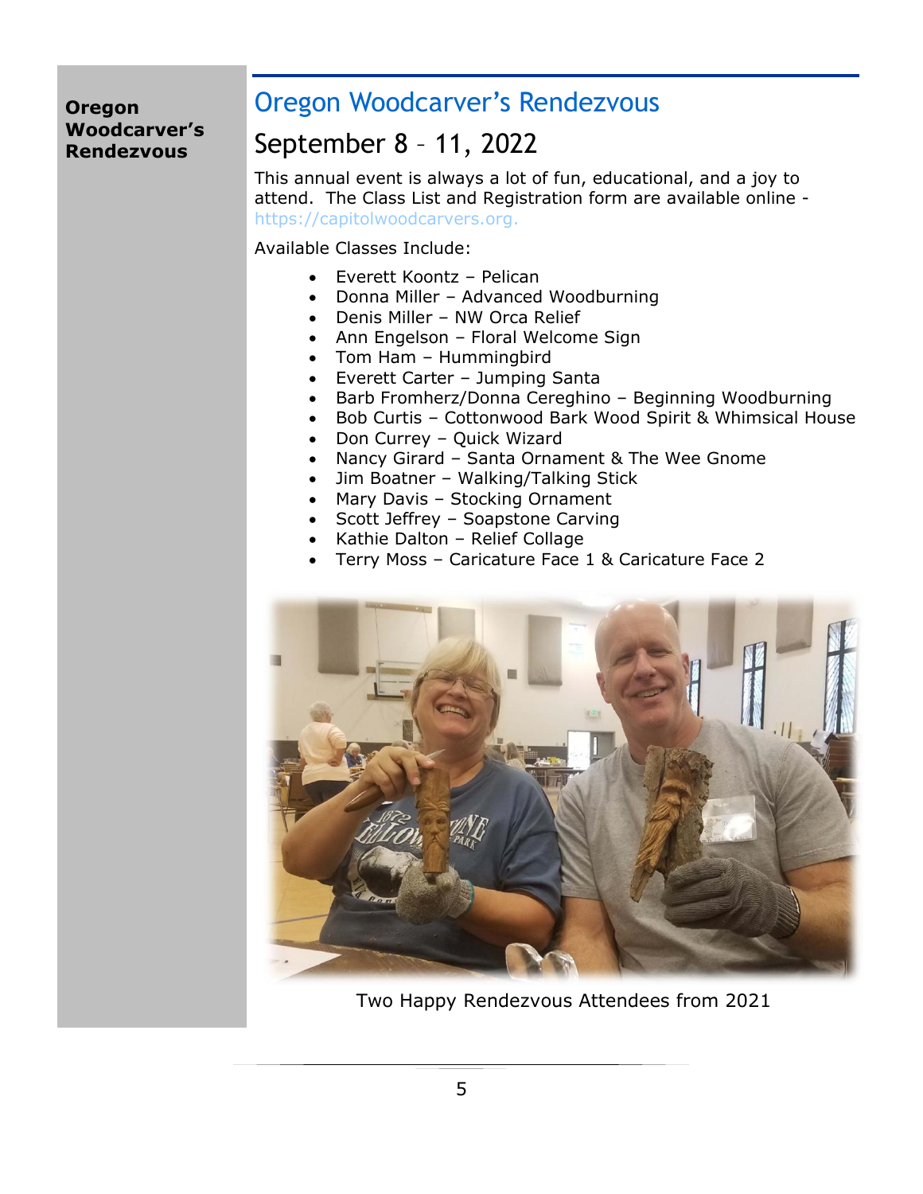**Oregon Woodcarver's Rendezvous**

# Oregon Woodcarver's Rendezvous

## September 8 – 11, 2022

This annual event is always a lot of fun, educational, and a joy to attend. The Class List and Registration form are available online - https://capitolwoodcarvers.org.

Available Classes Include:

- Everett Koontz – Pelican
- Donna Miller – Advanced Woodburning
- Denis Miller – NW Orca Relief
- Ann Engelson – Floral Welcome Sign
- Tom Ham – Hummingbird
- Everett Carter – Jumping Santa
- Barb Fromherz/Donna Cereghino – Beginning Woodburning
- Bob Curtis – Cottonwood Bark Wood Spirit & Whimsical House
- Don Currey – Quick Wizard
- Nancy Girard – Santa Ornament & The Wee Gnome
- Jim Boatner – Walking/Talking Stick
- Mary Davis – Stocking Ornament
- Scott Jeffrey – Soapstone Carving
- Kathie Dalton – Relief Collage
- Terry Moss – Caricature Face 1 & Caricature Face 2

Two Happy Rendezvous Attendees from 2021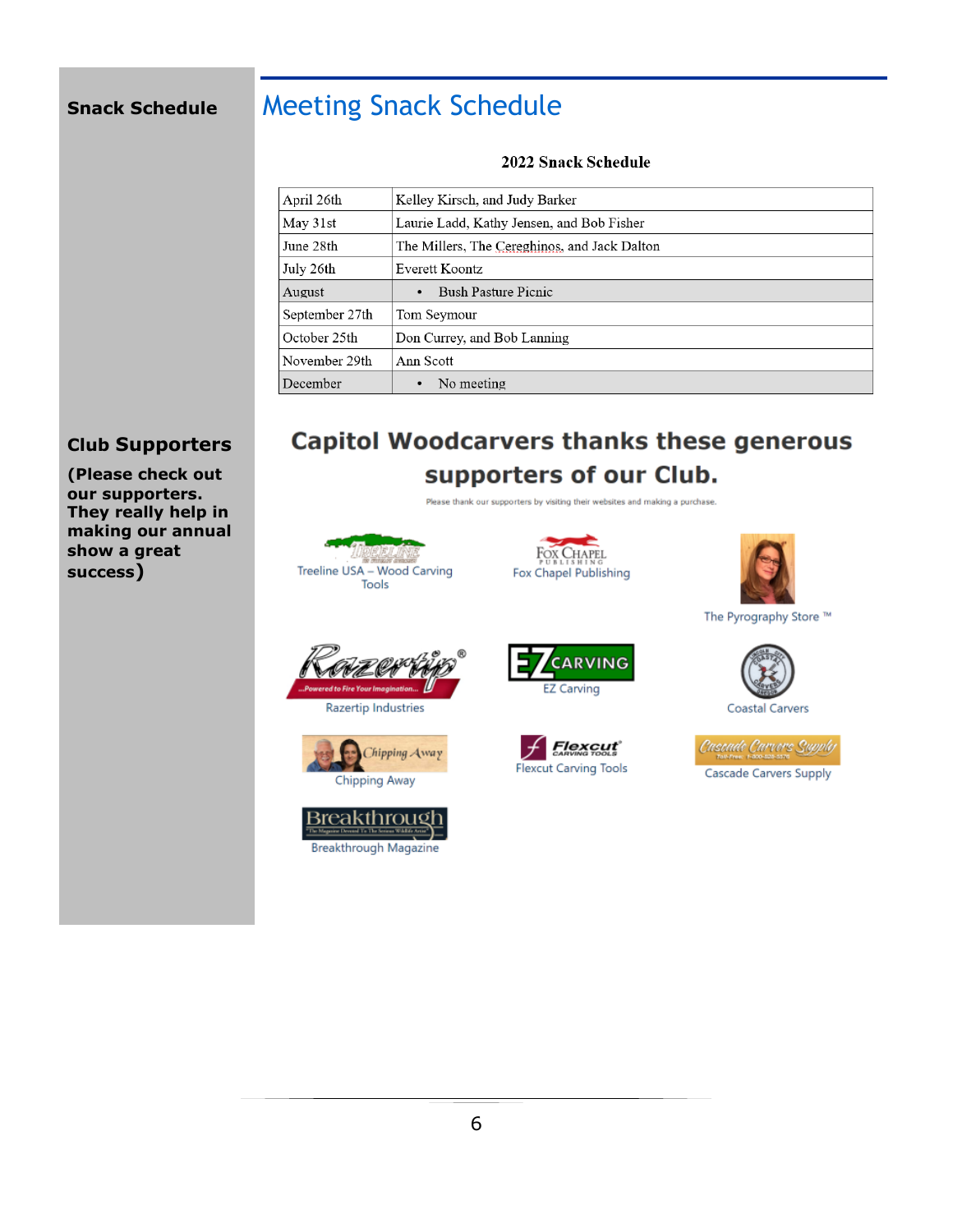**Snack Schedule**

# Meeting Snack Schedule

**2022 Snack Schedule**

| | |
|---|---|
| April 26th | Kelley Kirsch, and Judy Barker |
| May 31st | Laurie Ladd, Kathy Jensen, and Bob Fisher |
| June 28th | The Millers, The Cereghinos, and Jack Dalton |
| July 26th | Everett Koontz |
| August | • Bush Pasture Picnic |
| September 27th | Tom Seymour |
| October 25th | Don Currey, and Bob Lanning |
| November 29th | Ann Scott |
| December | • No meeting |

**Club Supporters**

**(Please check out our supporters. They really help in making our annual show a great success)**

## Capitol Woodcarvers thanks these generous supporters of our Club.

Please thank our supporters by visiting their websites and making a purchase.

Treeline USA – Wood Carving Tools

Fox Chapel Publishing

The Pyrography Store ™

Razertip Industries

EZ Carving

Coastal Carvers

Chipping Away

Flexcut Carving Tools

Cascade Carvers Supply

Breakthrough Magazine